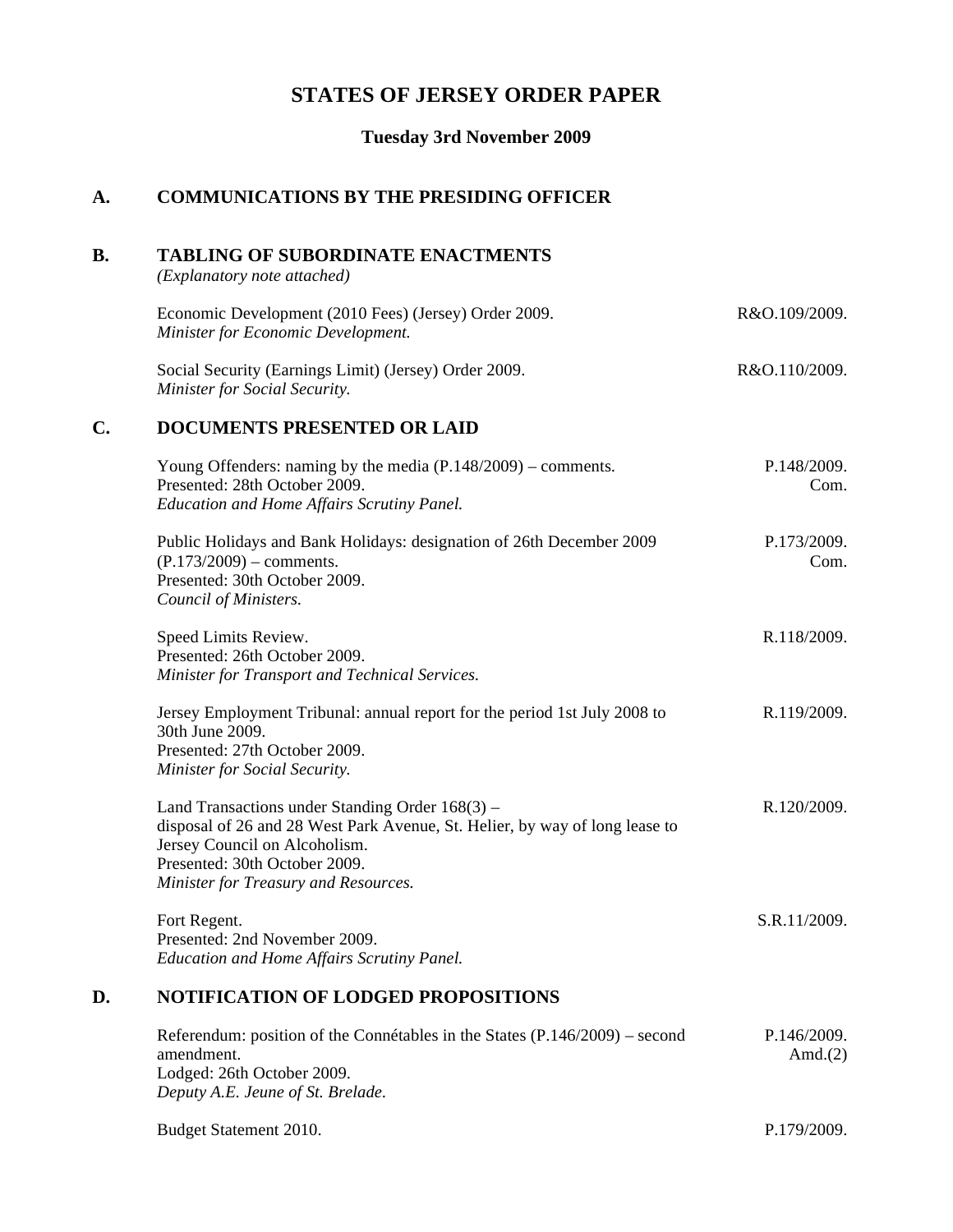# STATES OF JERSEY ORDER PAPER

**Tuesday 3rd November 2009**

## A. COMMUNICATIONS BY THE PRESIDING OFFICER

## B. TABLING OF SUBORDINATE ENACTMENTS

*(Explanatory note attached)*

Economic Development (2010 Fees) (Jersey) Order 2009. R&O.109/2009.
*Minister for Economic Development.*

Social Security (Earnings Limit) (Jersey) Order 2009. R&O.110/2009.
*Minister for Social Security.*

## C. DOCUMENTS PRESENTED OR LAID

Young Offenders: naming by the media (P.148/2009) – comments. P.148/2009. Com.
Presented: 28th October 2009.
*Education and Home Affairs Scrutiny Panel.*

Public Holidays and Bank Holidays: designation of 26th December 2009 (P.173/2009) – comments. P.173/2009. Com.
Presented: 30th October 2009.
*Council of Ministers.*

Speed Limits Review. R.118/2009.
Presented: 26th October 2009.
*Minister for Transport and Technical Services.*

Jersey Employment Tribunal: annual report for the period 1st July 2008 to 30th June 2009. R.119/2009.
Presented: 27th October 2009.
*Minister for Social Security.*

Land Transactions under Standing Order 168(3) – disposal of 26 and 28 West Park Avenue, St. Helier, by way of long lease to Jersey Council on Alcoholism. R.120/2009.
Presented: 30th October 2009.
*Minister for Treasury and Resources.*

Fort Regent. S.R.11/2009.
Presented: 2nd November 2009.
*Education and Home Affairs Scrutiny Panel.*

## D. NOTIFICATION OF LODGED PROPOSITIONS

Referendum: position of the Connétables in the States (P.146/2009) – second amendment. P.146/2009. Amd.(2)
Lodged: 26th October 2009.
*Deputy A.E. Jeune of St. Brelade.*

Budget Statement 2010. P.179/2009.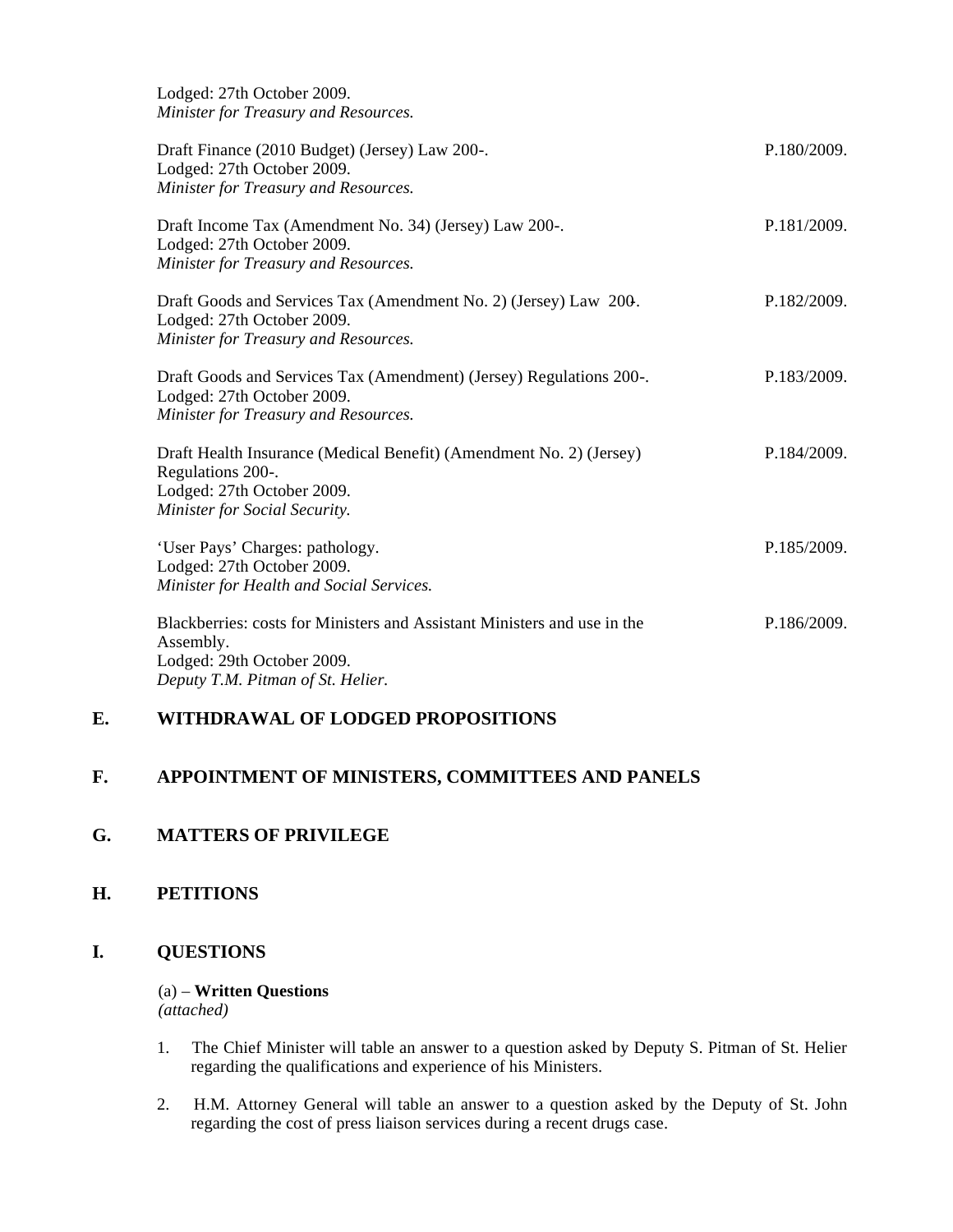Lodged: 27th October 2009.
*Minister for Treasury and Resources.*

Draft Finance (2010 Budget) (Jersey) Law 200-. P.180/2009.
Lodged: 27th October 2009.
*Minister for Treasury and Resources.*

Draft Income Tax (Amendment No. 34) (Jersey) Law 200-. P.181/2009.
Lodged: 27th October 2009.
*Minister for Treasury and Resources.*

Draft Goods and Services Tax (Amendment No. 2) (Jersey) Law 200-. P.182/2009.
Lodged: 27th October 2009.
*Minister for Treasury and Resources.*

Draft Goods and Services Tax (Amendment) (Jersey) Regulations 200-. P.183/2009.
Lodged: 27th October 2009.
*Minister for Treasury and Resources.*

Draft Health Insurance (Medical Benefit) (Amendment No. 2) (Jersey) Regulations 200-. P.184/2009.
Lodged: 27th October 2009.
*Minister for Social Security.*

'User Pays' Charges: pathology. P.185/2009.
Lodged: 27th October 2009.
*Minister for Health and Social Services.*

Blackberries: costs for Ministers and Assistant Ministers and use in the Assembly. P.186/2009.
Lodged: 29th October 2009.
*Deputy T.M. Pitman of St. Helier.*

## E. WITHDRAWAL OF LODGED PROPOSITIONS

## F. APPOINTMENT OF MINISTERS, COMMITTEES AND PANELS

## G. MATTERS OF PRIVILEGE

## H. PETITIONS

## I. QUESTIONS

(a) – **Written Questions**
*(attached)*

1. The Chief Minister will table an answer to a question asked by Deputy S. Pitman of St. Helier regarding the qualifications and experience of his Ministers.

2. H.M. Attorney General will table an answer to a question asked by the Deputy of St. John regarding the cost of press liaison services during a recent drugs case.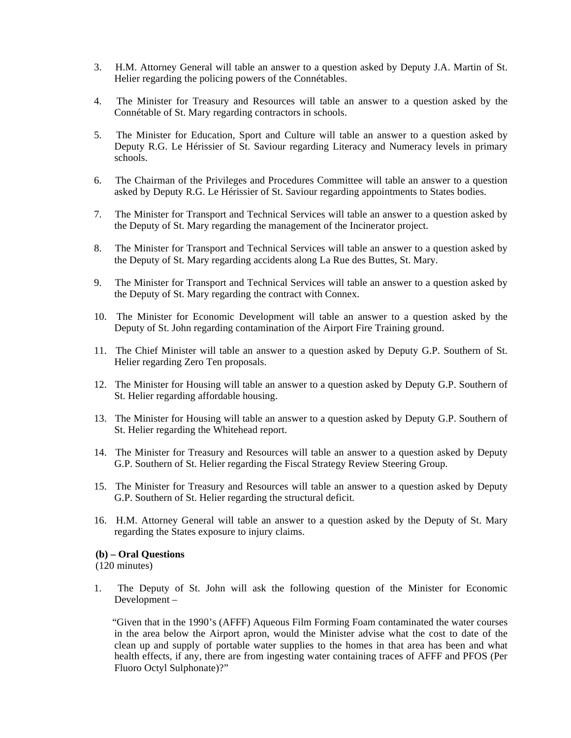3. H.M. Attorney General will table an answer to a question asked by Deputy J.A. Martin of St. Helier regarding the policing powers of the Connétables.

4. The Minister for Treasury and Resources will table an answer to a question asked by the Connétable of St. Mary regarding contractors in schools.

5. The Minister for Education, Sport and Culture will table an answer to a question asked by Deputy R.G. Le Hérissier of St. Saviour regarding Literacy and Numeracy levels in primary schools.

6. The Chairman of the Privileges and Procedures Committee will table an answer to a question asked by Deputy R.G. Le Hérissier of St. Saviour regarding appointments to States bodies.

7. The Minister for Transport and Technical Services will table an answer to a question asked by the Deputy of St. Mary regarding the management of the Incinerator project.

8. The Minister for Transport and Technical Services will table an answer to a question asked by the Deputy of St. Mary regarding accidents along La Rue des Buttes, St. Mary.

9. The Minister for Transport and Technical Services will table an answer to a question asked by the Deputy of St. Mary regarding the contract with Connex.

10. The Minister for Economic Development will table an answer to a question asked by the Deputy of St. John regarding contamination of the Airport Fire Training ground.

11. The Chief Minister will table an answer to a question asked by Deputy G.P. Southern of St. Helier regarding Zero Ten proposals.

12. The Minister for Housing will table an answer to a question asked by Deputy G.P. Southern of St. Helier regarding affordable housing.

13. The Minister for Housing will table an answer to a question asked by Deputy G.P. Southern of St. Helier regarding the Whitehead report.

14. The Minister for Treasury and Resources will table an answer to a question asked by Deputy G.P. Southern of St. Helier regarding the Fiscal Strategy Review Steering Group.

15. The Minister for Treasury and Resources will table an answer to a question asked by Deputy G.P. Southern of St. Helier regarding the structural deficit.

16. H.M. Attorney General will table an answer to a question asked by the Deputy of St. Mary regarding the States exposure to injury claims.

**(b) – Oral Questions**
(120 minutes)

1. The Deputy of St. John will ask the following question of the Minister for Economic Development –

   "Given that in the 1990's (AFFF) Aqueous Film Forming Foam contaminated the water courses in the area below the Airport apron, would the Minister advise what the cost to date of the clean up and supply of portable water supplies to the homes in that area has been and what health effects, if any, there are from ingesting water containing traces of AFFF and PFOS (Per Fluoro Octyl Sulphonate)?"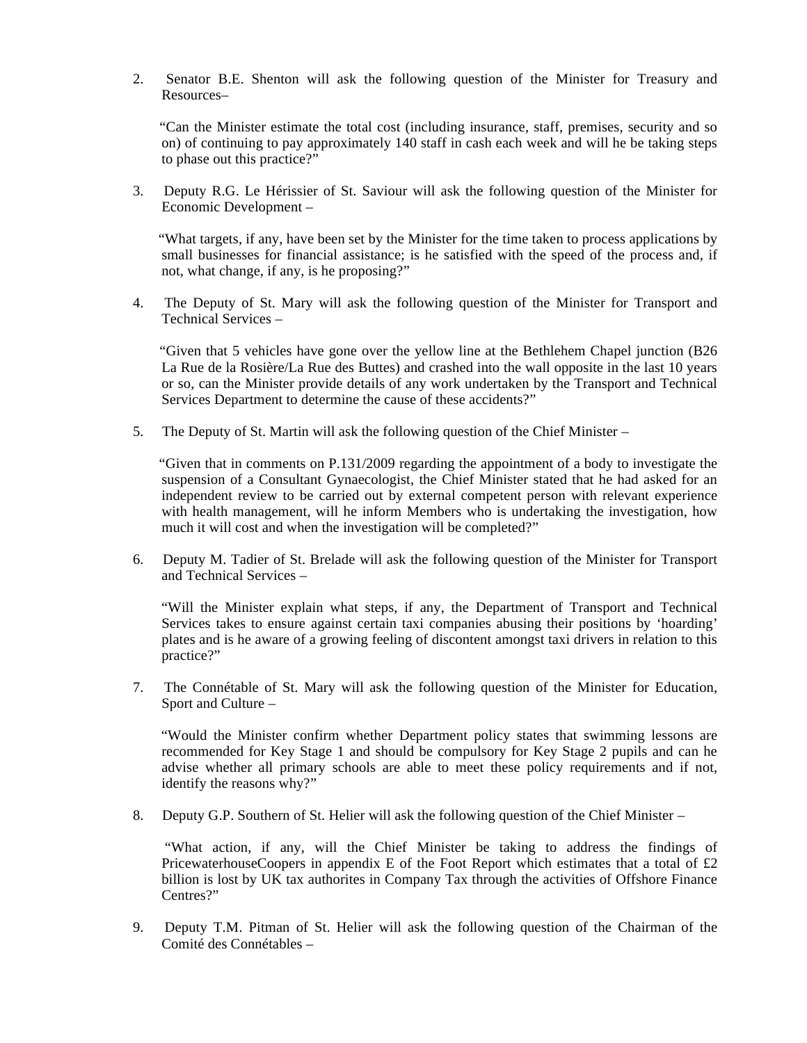2. Senator B.E. Shenton will ask the following question of the Minister for Treasury and Resources–

   "Can the Minister estimate the total cost (including insurance, staff, premises, security and so on) of continuing to pay approximately 140 staff in cash each week and will he be taking steps to phase out this practice?"

3. Deputy R.G. Le Hérissier of St. Saviour will ask the following question of the Minister for Economic Development –

   "What targets, if any, have been set by the Minister for the time taken to process applications by small businesses for financial assistance; is he satisfied with the speed of the process and, if not, what change, if any, is he proposing?"

4. The Deputy of St. Mary will ask the following question of the Minister for Transport and Technical Services –

   "Given that 5 vehicles have gone over the yellow line at the Bethlehem Chapel junction (B26 La Rue de la Rosière/La Rue des Buttes) and crashed into the wall opposite in the last 10 years or so, can the Minister provide details of any work undertaken by the Transport and Technical Services Department to determine the cause of these accidents?"

5. The Deputy of St. Martin will ask the following question of the Chief Minister –

   "Given that in comments on P.131/2009 regarding the appointment of a body to investigate the suspension of a Consultant Gynaecologist, the Chief Minister stated that he had asked for an independent review to be carried out by external competent person with relevant experience with health management, will he inform Members who is undertaking the investigation, how much it will cost and when the investigation will be completed?"

6. Deputy M. Tadier of St. Brelade will ask the following question of the Minister for Transport and Technical Services –

   "Will the Minister explain what steps, if any, the Department of Transport and Technical Services takes to ensure against certain taxi companies abusing their positions by 'hoarding' plates and is he aware of a growing feeling of discontent amongst taxi drivers in relation to this practice?"

7. The Connétable of St. Mary will ask the following question of the Minister for Education, Sport and Culture –

   "Would the Minister confirm whether Department policy states that swimming lessons are recommended for Key Stage 1 and should be compulsory for Key Stage 2 pupils and can he advise whether all primary schools are able to meet these policy requirements and if not, identify the reasons why?"

8. Deputy G.P. Southern of St. Helier will ask the following question of the Chief Minister –

   "What action, if any, will the Chief Minister be taking to address the findings of PricewaterhouseCoopers in appendix E of the Foot Report which estimates that a total of £2 billion is lost by UK tax authorites in Company Tax through the activities of Offshore Finance Centres?"

9. Deputy T.M. Pitman of St. Helier will ask the following question of the Chairman of the Comité des Connétables –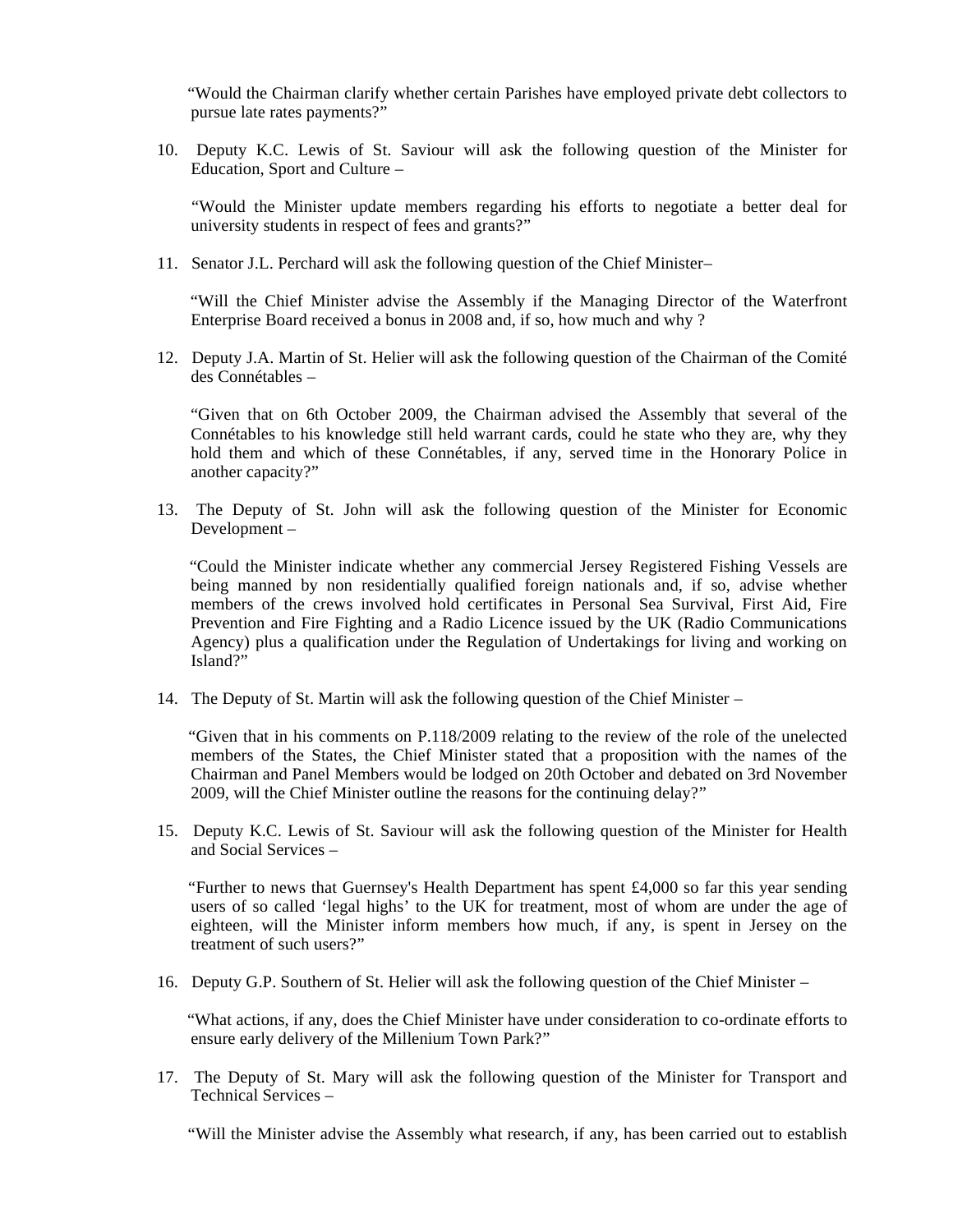"Would the Chairman clarify whether certain Parishes have employed private debt collectors to pursue late rates payments?"

10. Deputy K.C. Lewis of St. Saviour will ask the following question of the Minister for Education, Sport and Culture –

    "Would the Minister update members regarding his efforts to negotiate a better deal for university students in respect of fees and grants?"

11. Senator J.L. Perchard will ask the following question of the Chief Minister–

    "Will the Chief Minister advise the Assembly if the Managing Director of the Waterfront Enterprise Board received a bonus in 2008 and, if so, how much and why ?

12. Deputy J.A. Martin of St. Helier will ask the following question of the Chairman of the Comité des Connétables –

    "Given that on 6th October 2009, the Chairman advised the Assembly that several of the Connétables to his knowledge still held warrant cards, could he state who they are, why they hold them and which of these Connétables, if any, served time in the Honorary Police in another capacity?"

13. The Deputy of St. John will ask the following question of the Minister for Economic Development –

    "Could the Minister indicate whether any commercial Jersey Registered Fishing Vessels are being manned by non residentially qualified foreign nationals and, if so, advise whether members of the crews involved hold certificates in Personal Sea Survival, First Aid, Fire Prevention and Fire Fighting and a Radio Licence issued by the UK (Radio Communications Agency) plus a qualification under the Regulation of Undertakings for living and working on Island?"

14. The Deputy of St. Martin will ask the following question of the Chief Minister –

    "Given that in his comments on P.118/2009 relating to the review of the role of the unelected members of the States, the Chief Minister stated that a proposition with the names of the Chairman and Panel Members would be lodged on 20th October and debated on 3rd November 2009, will the Chief Minister outline the reasons for the continuing delay?"

15. Deputy K.C. Lewis of St. Saviour will ask the following question of the Minister for Health and Social Services –

    "Further to news that Guernsey's Health Department has spent £4,000 so far this year sending users of so called 'legal highs' to the UK for treatment, most of whom are under the age of eighteen, will the Minister inform members how much, if any, is spent in Jersey on the treatment of such users?"

16. Deputy G.P. Southern of St. Helier will ask the following question of the Chief Minister –

    "What actions, if any, does the Chief Minister have under consideration to co-ordinate efforts to ensure early delivery of the Millenium Town Park?"

17. The Deputy of St. Mary will ask the following question of the Minister for Transport and Technical Services –

    "Will the Minister advise the Assembly what research, if any, has been carried out to establish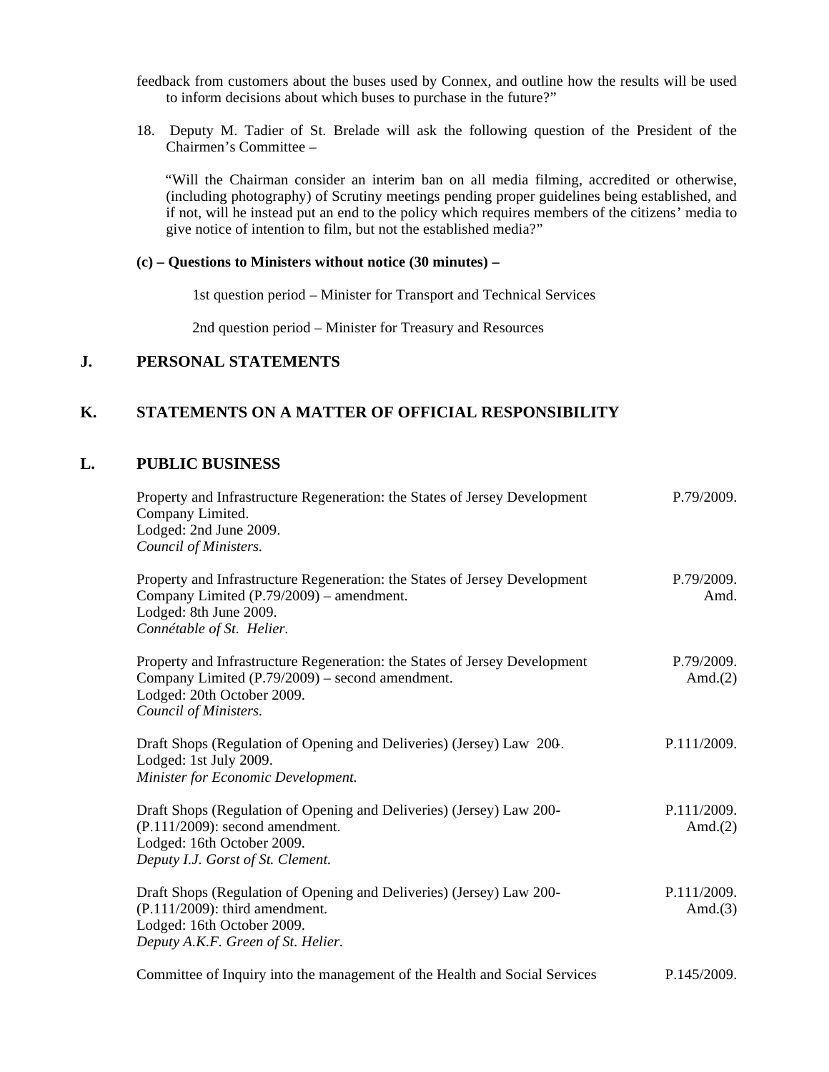feedback from customers about the buses used by Connex, and outline how the results will be used to inform decisions about which buses to purchase in the future?"

18. Deputy M. Tadier of St. Brelade will ask the following question of the President of the Chairmen's Committee –

"Will the Chairman consider an interim ban on all media filming, accredited or otherwise, (including photography) of Scrutiny meetings pending proper guidelines being established, and if not, will he instead put an end to the policy which requires members of the citizens' media to give notice of intention to film, but not the established media?"

**(c) – Questions to Ministers without notice (30 minutes) –**

1st question period – Minister for Transport and Technical Services

2nd question period – Minister for Treasury and Resources

## J. PERSONAL STATEMENTS

## K. STATEMENTS ON A MATTER OF OFFICIAL RESPONSIBILITY

## L. PUBLIC BUSINESS

Property and Infrastructure Regeneration: the States of Jersey Development Company Limited.
Lodged: 2nd June 2009.
*Council of Ministers.*
P.79/2009.

Property and Infrastructure Regeneration: the States of Jersey Development Company Limited (P.79/2009) – amendment.
Lodged: 8th June 2009.
*Connétable of St. Helier.*
P.79/2009. Amd.

Property and Infrastructure Regeneration: the States of Jersey Development Company Limited (P.79/2009) – second amendment.
Lodged: 20th October 2009.
*Council of Ministers.*
P.79/2009. Amd.(2)

Draft Shops (Regulation of Opening and Deliveries) (Jersey) Law 200-.
Lodged: 1st July 2009.
*Minister for Economic Development.*
P.111/2009.

Draft Shops (Regulation of Opening and Deliveries) (Jersey) Law 200- (P.111/2009): second amendment.
Lodged: 16th October 2009.
*Deputy I.J. Gorst of St. Clement.*
P.111/2009. Amd.(2)

Draft Shops (Regulation of Opening and Deliveries) (Jersey) Law 200- (P.111/2009): third amendment.
Lodged: 16th October 2009.
*Deputy A.K.F. Green of St. Helier.*
P.111/2009. Amd.(3)

Committee of Inquiry into the management of the Health and Social Services
P.145/2009.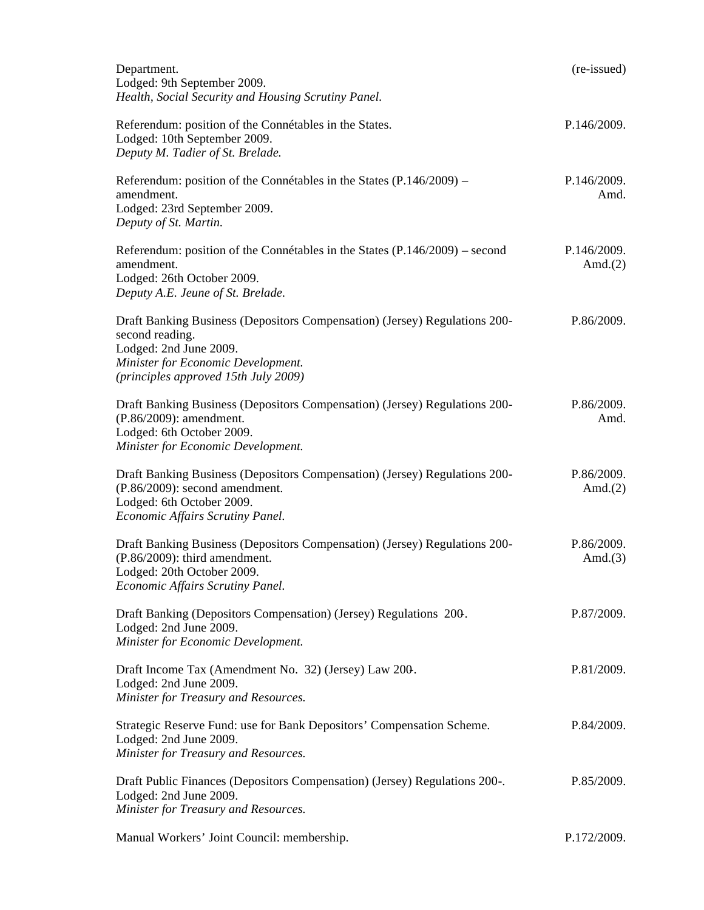Department.  (re-issued)
Lodged: 9th September 2009.
*Health, Social Security and Housing Scrutiny Panel.*

Referendum: position of the Connétables in the States.  P.146/2009.
Lodged: 10th September 2009.
*Deputy M. Tadier of St. Brelade.*

Referendum: position of the Connétables in the States (P.146/2009) – amendment.  P.146/2009. Amd.
Lodged: 23rd September 2009.
*Deputy of St. Martin.*

Referendum: position of the Connétables in the States (P.146/2009) – second amendment.  P.146/2009. Amd.(2)
Lodged: 26th October 2009.
*Deputy A.E. Jeune of St. Brelade.*

Draft Banking Business (Depositors Compensation) (Jersey) Regulations 200- second reading.  P.86/2009.
Lodged: 2nd June 2009.
*Minister for Economic Development.*
*(principles approved 15th July 2009)*

Draft Banking Business (Depositors Compensation) (Jersey) Regulations 200- (P.86/2009): amendment.  P.86/2009. Amd.
Lodged: 6th October 2009.
*Minister for Economic Development.*

Draft Banking Business (Depositors Compensation) (Jersey) Regulations 200- (P.86/2009): second amendment.  P.86/2009. Amd.(2)
Lodged: 6th October 2009.
*Economic Affairs Scrutiny Panel.*

Draft Banking Business (Depositors Compensation) (Jersey) Regulations 200- (P.86/2009): third amendment.  P.86/2009. Amd.(3)
Lodged: 20th October 2009.
*Economic Affairs Scrutiny Panel.*

Draft Banking (Depositors Compensation) (Jersey) Regulations 200-.  P.87/2009.
Lodged: 2nd June 2009.
*Minister for Economic Development.*

Draft Income Tax (Amendment No. 32) (Jersey) Law 200-.  P.81/2009.
Lodged: 2nd June 2009.
*Minister for Treasury and Resources.*

Strategic Reserve Fund: use for Bank Depositors' Compensation Scheme.  P.84/2009.
Lodged: 2nd June 2009.
*Minister for Treasury and Resources.*

Draft Public Finances (Depositors Compensation) (Jersey) Regulations 200-.  P.85/2009.
Lodged: 2nd June 2009.
*Minister for Treasury and Resources.*

Manual Workers' Joint Council: membership.  P.172/2009.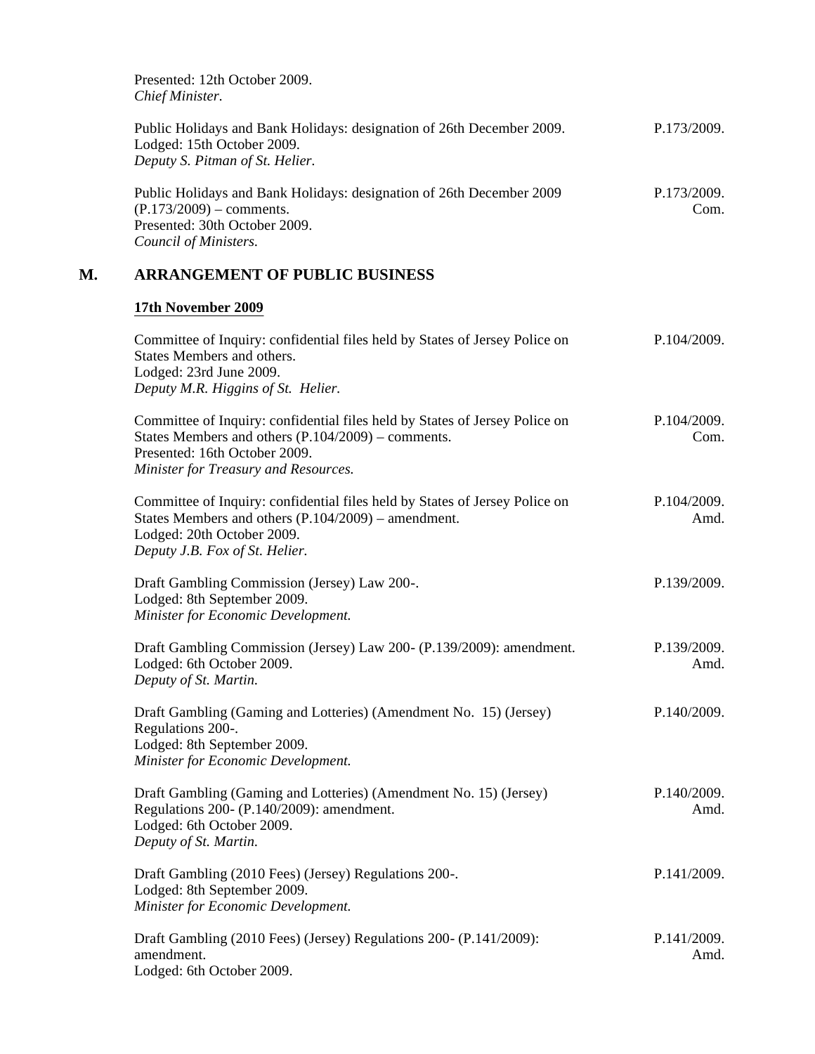Presented: 12th October 2009.
*Chief Minister.*

| | |
|---|---|
| Public Holidays and Bank Holidays: designation of 26th December 2009.<br>Lodged: 15th October 2009.<br>*Deputy S. Pitman of St. Helier.* | P.173/2009. |
| Public Holidays and Bank Holidays: designation of 26th December 2009 (P.173/2009) – comments.<br>Presented: 30th October 2009.<br>*Council of Ministers.* | P.173/2009.<br>Com. |

## M. ARRANGEMENT OF PUBLIC BUSINESS

**17th November 2009**

| | |
|---|---|
| Committee of Inquiry: confidential files held by States of Jersey Police on States Members and others.<br>Lodged: 23rd June 2009.<br>*Deputy M.R. Higgins of St. Helier.* | P.104/2009. |
| Committee of Inquiry: confidential files held by States of Jersey Police on States Members and others (P.104/2009) – comments.<br>Presented: 16th October 2009.<br>*Minister for Treasury and Resources.* | P.104/2009.<br>Com. |
| Committee of Inquiry: confidential files held by States of Jersey Police on States Members and others (P.104/2009) – amendment.<br>Lodged: 20th October 2009.<br>*Deputy J.B. Fox of St. Helier.* | P.104/2009.<br>Amd. |
| Draft Gambling Commission (Jersey) Law 200-.<br>Lodged: 8th September 2009.<br>*Minister for Economic Development.* | P.139/2009. |
| Draft Gambling Commission (Jersey) Law 200- (P.139/2009): amendment.<br>Lodged: 6th October 2009.<br>*Deputy of St. Martin.* | P.139/2009.<br>Amd. |
| Draft Gambling (Gaming and Lotteries) (Amendment No. 15) (Jersey) Regulations 200-.<br>Lodged: 8th September 2009.<br>*Minister for Economic Development.* | P.140/2009. |
| Draft Gambling (Gaming and Lotteries) (Amendment No. 15) (Jersey) Regulations 200- (P.140/2009): amendment.<br>Lodged: 6th October 2009.<br>*Deputy of St. Martin.* | P.140/2009.<br>Amd. |
| Draft Gambling (2010 Fees) (Jersey) Regulations 200-.<br>Lodged: 8th September 2009.<br>*Minister for Economic Development.* | P.141/2009. |
| Draft Gambling (2010 Fees) (Jersey) Regulations 200- (P.141/2009): amendment.<br>Lodged: 6th October 2009. | P.141/2009.<br>Amd. |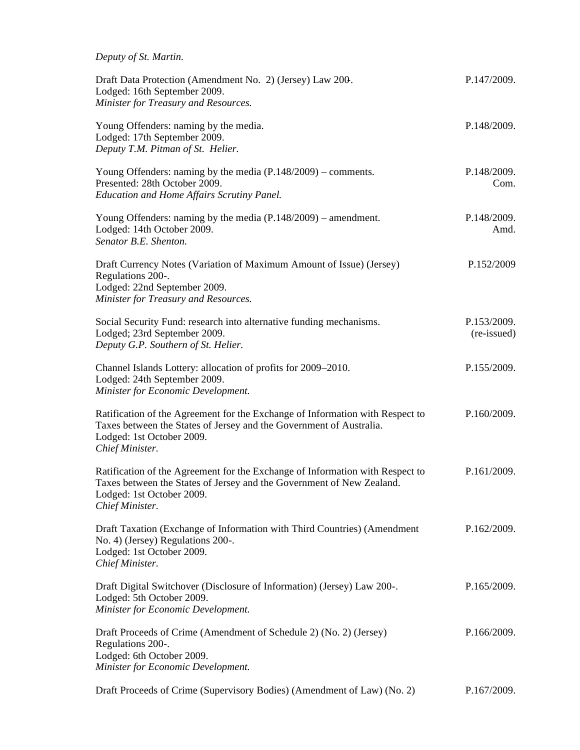*Deputy of St. Martin.*

| | |
|---|---|
| Draft Data Protection (Amendment No. 2) (Jersey) Law 200-.<br>Lodged: 16th September 2009.<br>*Minister for Treasury and Resources.* | P.147/2009. |
| Young Offenders: naming by the media.<br>Lodged: 17th September 2009.<br>*Deputy T.M. Pitman of St. Helier.* | P.148/2009. |
| Young Offenders: naming by the media (P.148/2009) – comments.<br>Presented: 28th October 2009.<br>*Education and Home Affairs Scrutiny Panel.* | P.148/2009.<br>Com. |
| Young Offenders: naming by the media (P.148/2009) – amendment.<br>Lodged: 14th October 2009.<br>*Senator B.E. Shenton.* | P.148/2009.<br>Amd. |
| Draft Currency Notes (Variation of Maximum Amount of Issue) (Jersey) Regulations 200-.<br>Lodged: 22nd September 2009.<br>*Minister for Treasury and Resources.* | P.152/2009 |
| Social Security Fund: research into alternative funding mechanisms.<br>Lodged; 23rd September 2009.<br>*Deputy G.P. Southern of St. Helier.* | P.153/2009.<br>(re-issued) |
| Channel Islands Lottery: allocation of profits for 2009–2010.<br>Lodged: 24th September 2009.<br>*Minister for Economic Development.* | P.155/2009. |
| Ratification of the Agreement for the Exchange of Information with Respect to Taxes between the States of Jersey and the Government of Australia.<br>Lodged: 1st October 2009.<br>*Chief Minister.* | P.160/2009. |
| Ratification of the Agreement for the Exchange of Information with Respect to Taxes between the States of Jersey and the Government of New Zealand.<br>Lodged: 1st October 2009.<br>*Chief Minister.* | P.161/2009. |
| Draft Taxation (Exchange of Information with Third Countries) (Amendment No. 4) (Jersey) Regulations 200-.<br>Lodged: 1st October 2009.<br>*Chief Minister.* | P.162/2009. |
| Draft Digital Switchover (Disclosure of Information) (Jersey) Law 200-.<br>Lodged: 5th October 2009.<br>*Minister for Economic Development.* | P.165/2009. |
| Draft Proceeds of Crime (Amendment of Schedule 2) (No. 2) (Jersey) Regulations 200-.<br>Lodged: 6th October 2009.<br>*Minister for Economic Development.* | P.166/2009. |
| Draft Proceeds of Crime (Supervisory Bodies) (Amendment of Law) (No. 2) | P.167/2009. |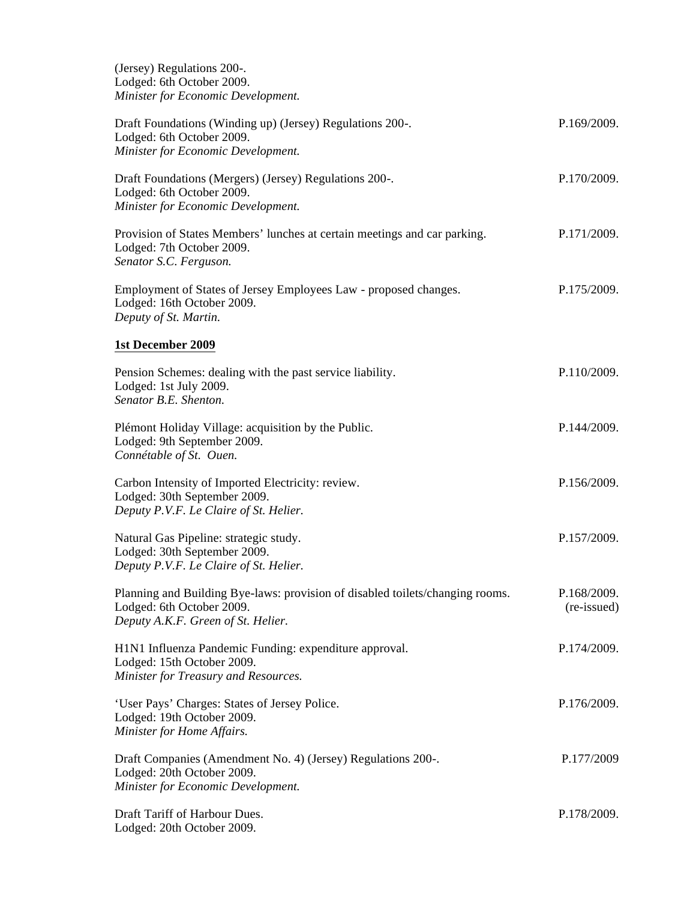(Jersey) Regulations 200-.
Lodged: 6th October 2009.
*Minister for Economic Development.*

Draft Foundations (Winding up) (Jersey) Regulations 200-. P.169/2009.
Lodged: 6th October 2009.
*Minister for Economic Development.*

Draft Foundations (Mergers) (Jersey) Regulations 200-. P.170/2009.
Lodged: 6th October 2009.
*Minister for Economic Development.*

Provision of States Members' lunches at certain meetings and car parking. P.171/2009.
Lodged: 7th October 2009.
*Senator S.C. Ferguson.*

Employment of States of Jersey Employees Law - proposed changes. P.175/2009.
Lodged: 16th October 2009.
*Deputy of St. Martin.*

**1st December 2009**

Pension Schemes: dealing with the past service liability. P.110/2009.
Lodged: 1st July 2009.
*Senator B.E. Shenton.*

Plémont Holiday Village: acquisition by the Public. P.144/2009.
Lodged: 9th September 2009.
*Connétable of St. Ouen.*

Carbon Intensity of Imported Electricity: review. P.156/2009.
Lodged: 30th September 2009.
*Deputy P.V.F. Le Claire of St. Helier.*

Natural Gas Pipeline: strategic study. P.157/2009.
Lodged: 30th September 2009.
*Deputy P.V.F. Le Claire of St. Helier.*

Planning and Building Bye-laws: provision of disabled toilets/changing rooms. P.168/2009. (re-issued)
Lodged: 6th October 2009.
*Deputy A.K.F. Green of St. Helier.*

H1N1 Influenza Pandemic Funding: expenditure approval. P.174/2009.
Lodged: 15th October 2009.
*Minister for Treasury and Resources.*

'User Pays' Charges: States of Jersey Police. P.176/2009.
Lodged: 19th October 2009.
*Minister for Home Affairs.*

Draft Companies (Amendment No. 4) (Jersey) Regulations 200-. P.177/2009
Lodged: 20th October 2009.
*Minister for Economic Development.*

Draft Tariff of Harbour Dues. P.178/2009.
Lodged: 20th October 2009.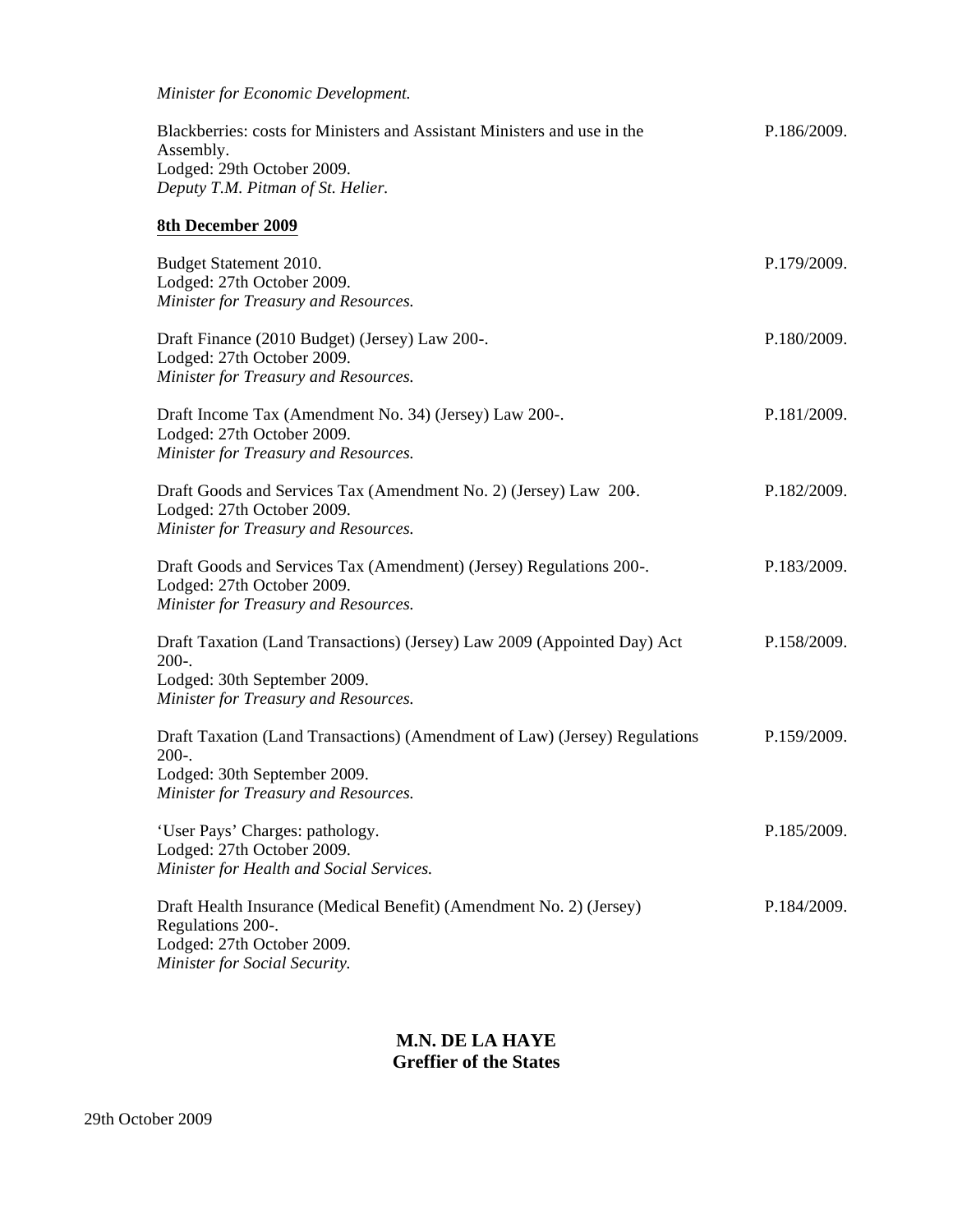*Minister for Economic Development.*

Blackberries: costs for Ministers and Assistant Ministers and use in the Assembly. P.186/2009.
Lodged: 29th October 2009.
*Deputy T.M. Pitman of St. Helier.*

**8th December 2009**

Budget Statement 2010. P.179/2009.
Lodged: 27th October 2009.
*Minister for Treasury and Resources.*

Draft Finance (2010 Budget) (Jersey) Law 200-. P.180/2009.
Lodged: 27th October 2009.
*Minister for Treasury and Resources.*

Draft Income Tax (Amendment No. 34) (Jersey) Law 200-. P.181/2009.
Lodged: 27th October 2009.
*Minister for Treasury and Resources.*

Draft Goods and Services Tax (Amendment No. 2) (Jersey) Law 200-. P.182/2009.
Lodged: 27th October 2009.
*Minister for Treasury and Resources.*

Draft Goods and Services Tax (Amendment) (Jersey) Regulations 200-. P.183/2009.
Lodged: 27th October 2009.
*Minister for Treasury and Resources.*

Draft Taxation (Land Transactions) (Jersey) Law 2009 (Appointed Day) Act 200-. P.158/2009.
Lodged: 30th September 2009.
*Minister for Treasury and Resources.*

Draft Taxation (Land Transactions) (Amendment of Law) (Jersey) Regulations 200-. P.159/2009.
Lodged: 30th September 2009.
*Minister for Treasury and Resources.*

'User Pays' Charges: pathology. P.185/2009.
Lodged: 27th October 2009.
*Minister for Health and Social Services.*

Draft Health Insurance (Medical Benefit) (Amendment No. 2) (Jersey) Regulations 200-. P.184/2009.
Lodged: 27th October 2009.
*Minister for Social Security.*

**M.N. DE LA HAYE**
**Greffier of the States**

29th October 2009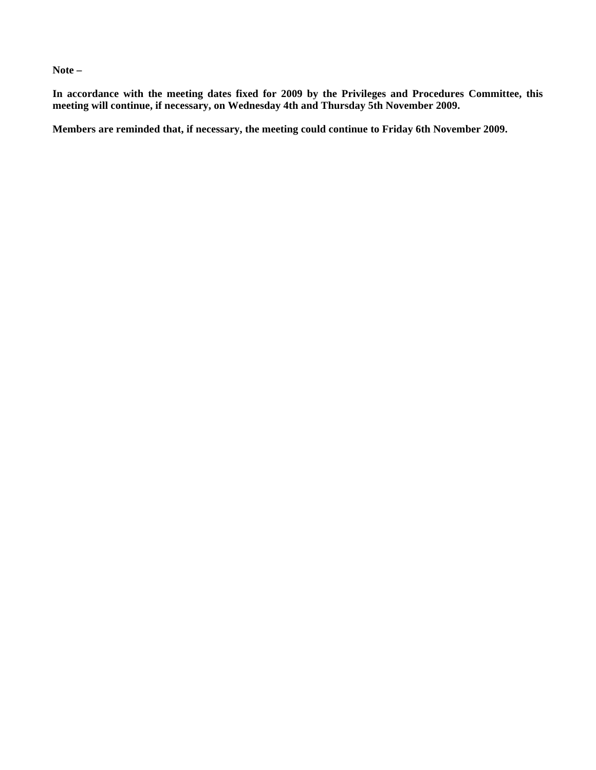**Note –**

**In accordance with the meeting dates fixed for 2009 by the Privileges and Procedures Committee, this meeting will continue, if necessary, on Wednesday 4th and Thursday 5th November 2009.**

**Members are reminded that, if necessary, the meeting could continue to Friday 6th November 2009.**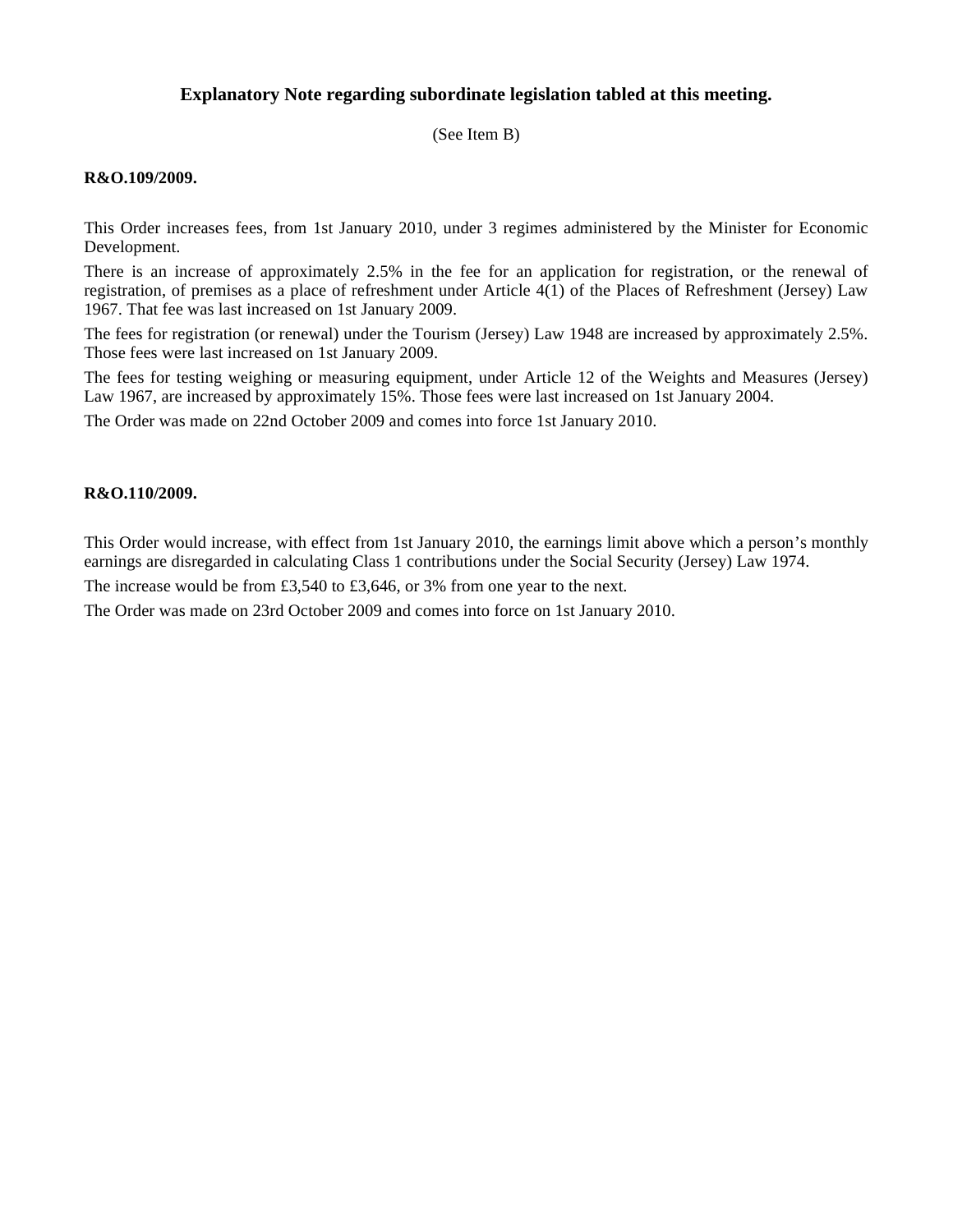## Explanatory Note regarding subordinate legislation tabled at this meeting.

(See Item B)

**R&O.109/2009.**

This Order increases fees, from 1st January 2010, under 3 regimes administered by the Minister for Economic Development.

There is an increase of approximately 2.5% in the fee for an application for registration, or the renewal of registration, of premises as a place of refreshment under Article 4(1) of the Places of Refreshment (Jersey) Law 1967. That fee was last increased on 1st January 2009.

The fees for registration (or renewal) under the Tourism (Jersey) Law 1948 are increased by approximately 2.5%. Those fees were last increased on 1st January 2009.

The fees for testing weighing or measuring equipment, under Article 12 of the Weights and Measures (Jersey) Law 1967, are increased by approximately 15%. Those fees were last increased on 1st January 2004.

The Order was made on 22nd October 2009 and comes into force 1st January 2010.

**R&O.110/2009.**

This Order would increase, with effect from 1st January 2010, the earnings limit above which a person's monthly earnings are disregarded in calculating Class 1 contributions under the Social Security (Jersey) Law 1974.

The increase would be from £3,540 to £3,646, or 3% from one year to the next.

The Order was made on 23rd October 2009 and comes into force on 1st January 2010.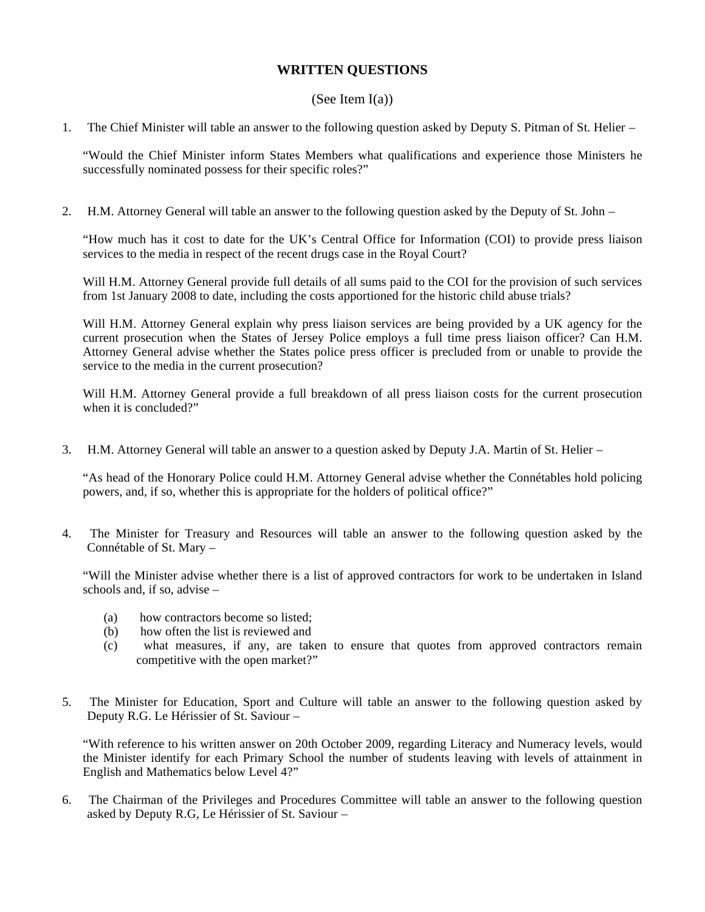# WRITTEN QUESTIONS

(See Item I(a))

1. The Chief Minister will table an answer to the following question asked by Deputy S. Pitman of St. Helier –

   "Would the Chief Minister inform States Members what qualifications and experience those Ministers he successfully nominated possess for their specific roles?"

2. H.M. Attorney General will table an answer to the following question asked by the Deputy of St. John –

   "How much has it cost to date for the UK's Central Office for Information (COI) to provide press liaison services to the media in respect of the recent drugs case in the Royal Court?

   Will H.M. Attorney General provide full details of all sums paid to the COI for the provision of such services from 1st January 2008 to date, including the costs apportioned for the historic child abuse trials?

   Will H.M. Attorney General explain why press liaison services are being provided by a UK agency for the current prosecution when the States of Jersey Police employs a full time press liaison officer? Can H.M. Attorney General advise whether the States police press officer is precluded from or unable to provide the service to the media in the current prosecution?

   Will H.M. Attorney General provide a full breakdown of all press liaison costs for the current prosecution when it is concluded?"

3. H.M. Attorney General will table an answer to a question asked by Deputy J.A. Martin of St. Helier –

   "As head of the Honorary Police could H.M. Attorney General advise whether the Connétables hold policing powers, and, if so, whether this is appropriate for the holders of political office?"

4. The Minister for Treasury and Resources will table an answer to the following question asked by the Connétable of St. Mary –

   "Will the Minister advise whether there is a list of approved contractors for work to be undertaken in Island schools and, if so, advise –

   (a) how contractors become so listed;
   (b) how often the list is reviewed and
   (c) what measures, if any, are taken to ensure that quotes from approved contractors remain competitive with the open market?"

5. The Minister for Education, Sport and Culture will table an answer to the following question asked by Deputy R.G. Le Hérissier of St. Saviour –

   "With reference to his written answer on 20th October 2009, regarding Literacy and Numeracy levels, would the Minister identify for each Primary School the number of students leaving with levels of attainment in English and Mathematics below Level 4?"

6. The Chairman of the Privileges and Procedures Committee will table an answer to the following question asked by Deputy R.G, Le Hérissier of St. Saviour –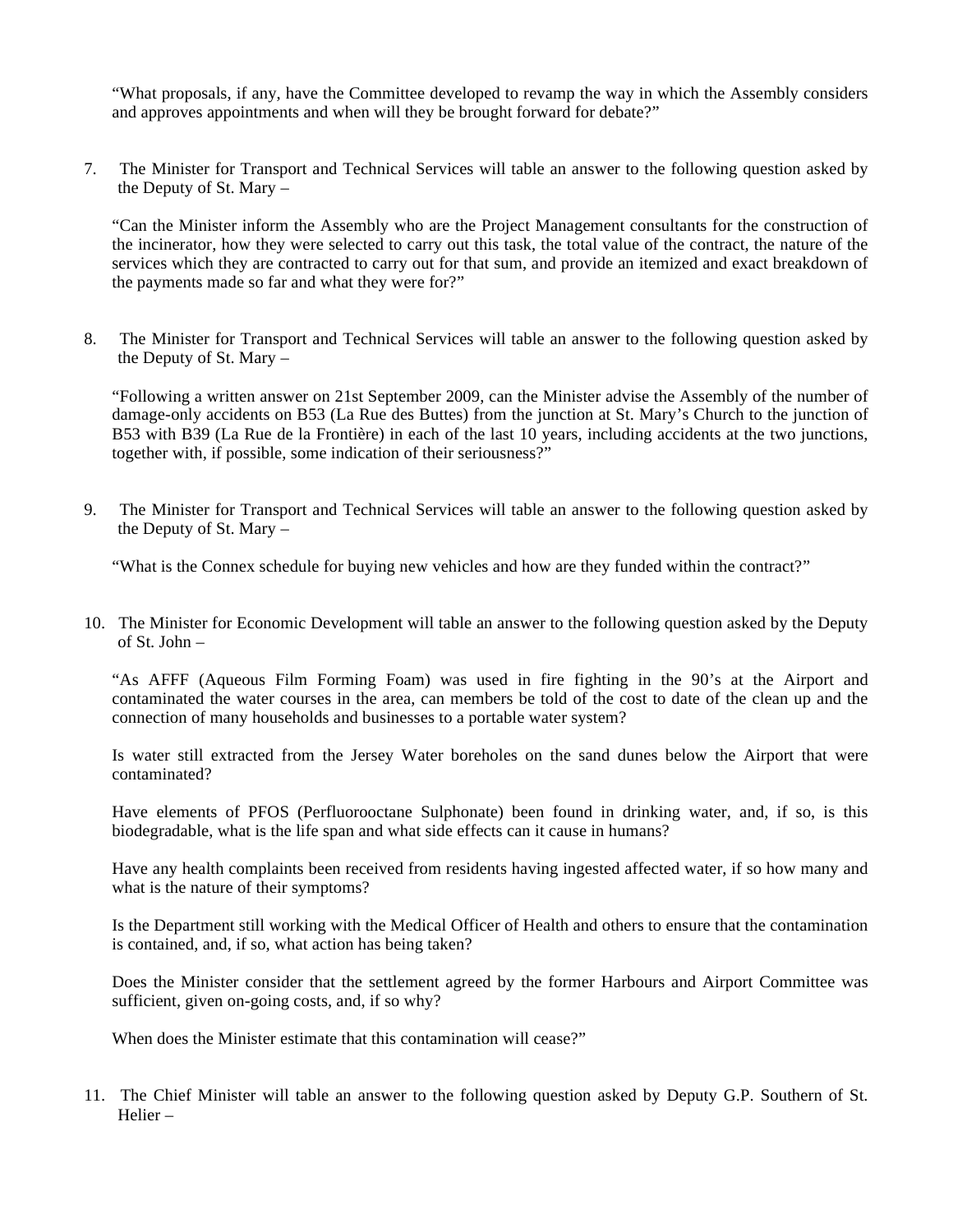"What proposals, if any, have the Committee developed to revamp the way in which the Assembly considers and approves appointments and when will they be brought forward for debate?"

7. The Minister for Transport and Technical Services will table an answer to the following question asked by the Deputy of St. Mary –

"Can the Minister inform the Assembly who are the Project Management consultants for the construction of the incinerator, how they were selected to carry out this task, the total value of the contract, the nature of the services which they are contracted to carry out for that sum, and provide an itemized and exact breakdown of the payments made so far and what they were for?"

8. The Minister for Transport and Technical Services will table an answer to the following question asked by the Deputy of St. Mary –

"Following a written answer on 21st September 2009, can the Minister advise the Assembly of the number of damage-only accidents on B53 (La Rue des Buttes) from the junction at St. Mary's Church to the junction of B53 with B39 (La Rue de la Frontière) in each of the last 10 years, including accidents at the two junctions, together with, if possible, some indication of their seriousness?"

9. The Minister for Transport and Technical Services will table an answer to the following question asked by the Deputy of St. Mary –

"What is the Connex schedule for buying new vehicles and how are they funded within the contract?"

10. The Minister for Economic Development will table an answer to the following question asked by the Deputy of St. John –

"As AFFF (Aqueous Film Forming Foam) was used in fire fighting in the 90's at the Airport and contaminated the water courses in the area, can members be told of the cost to date of the clean up and the connection of many households and businesses to a portable water system?

Is water still extracted from the Jersey Water boreholes on the sand dunes below the Airport that were contaminated?

Have elements of PFOS (Perfluorooctane Sulphonate) been found in drinking water, and, if so, is this biodegradable, what is the life span and what side effects can it cause in humans?

Have any health complaints been received from residents having ingested affected water, if so how many and what is the nature of their symptoms?

Is the Department still working with the Medical Officer of Health and others to ensure that the contamination is contained, and, if so, what action has being taken?

Does the Minister consider that the settlement agreed by the former Harbours and Airport Committee was sufficient, given on-going costs, and, if so why?

When does the Minister estimate that this contamination will cease?"

11. The Chief Minister will table an answer to the following question asked by Deputy G.P. Southern of St. Helier –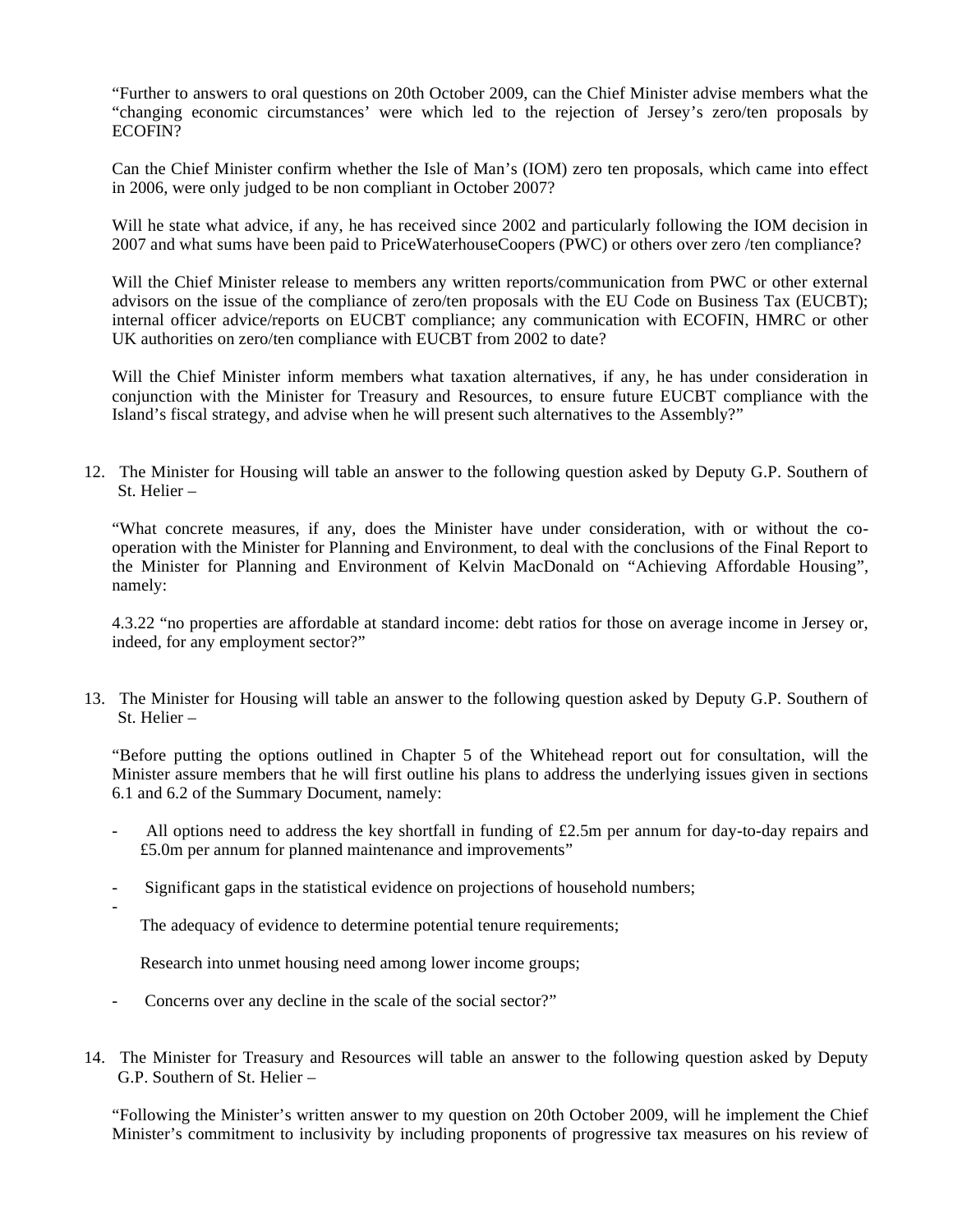"Further to answers to oral questions on 20th October 2009, can the Chief Minister advise members what the "changing economic circumstances' were which led to the rejection of Jersey's zero/ten proposals by ECOFIN?

Can the Chief Minister confirm whether the Isle of Man's (IOM) zero ten proposals, which came into effect in 2006, were only judged to be non compliant in October 2007?

Will he state what advice, if any, he has received since 2002 and particularly following the IOM decision in 2007 and what sums have been paid to PriceWaterhouseCoopers (PWC) or others over zero /ten compliance?

Will the Chief Minister release to members any written reports/communication from PWC or other external advisors on the issue of the compliance of zero/ten proposals with the EU Code on Business Tax (EUCBT); internal officer advice/reports on EUCBT compliance; any communication with ECOFIN, HMRC or other UK authorities on zero/ten compliance with EUCBT from 2002 to date?

Will the Chief Minister inform members what taxation alternatives, if any, he has under consideration in conjunction with the Minister for Treasury and Resources, to ensure future EUCBT compliance with the Island's fiscal strategy, and advise when he will present such alternatives to the Assembly?"

12. The Minister for Housing will table an answer to the following question asked by Deputy G.P. Southern of St. Helier –

"What concrete measures, if any, does the Minister have under consideration, with or without the co-operation with the Minister for Planning and Environment, to deal with the conclusions of the Final Report to the Minister for Planning and Environment of Kelvin MacDonald on "Achieving Affordable Housing", namely:

4.3.22 "no properties are affordable at standard income: debt ratios for those on average income in Jersey or, indeed, for any employment sector?"

13. The Minister for Housing will table an answer to the following question asked by Deputy G.P. Southern of St. Helier –

"Before putting the options outlined in Chapter 5 of the Whitehead report out for consultation, will the Minister assure members that he will first outline his plans to address the underlying issues given in sections 6.1 and 6.2 of the Summary Document, namely:

- All options need to address the key shortfall in funding of £2.5m per annum for day-to-day repairs and £5.0m per annum for planned maintenance and improvements"
- Significant gaps in the statistical evidence on projections of household numbers;
- The adequacy of evidence to determine potential tenure requirements;

  Research into unmet housing need among lower income groups;
- Concerns over any decline in the scale of the social sector?"

14. The Minister for Treasury and Resources will table an answer to the following question asked by Deputy G.P. Southern of St. Helier –

"Following the Minister's written answer to my question on 20th October 2009, will he implement the Chief Minister's commitment to inclusivity by including proponents of progressive tax measures on his review of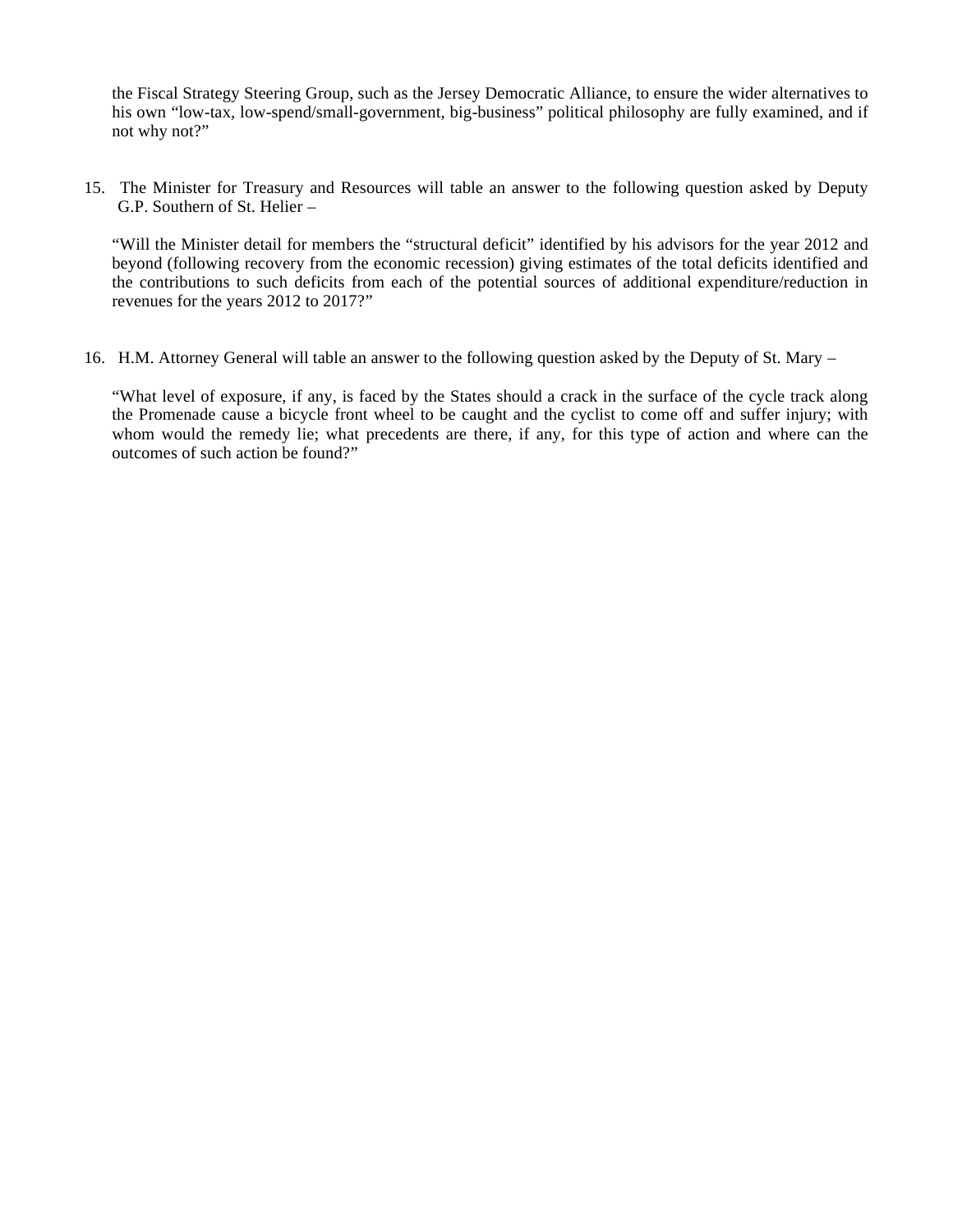the Fiscal Strategy Steering Group, such as the Jersey Democratic Alliance, to ensure the wider alternatives to his own "low-tax, low-spend/small-government, big-business" political philosophy are fully examined, and if not why not?"

15. The Minister for Treasury and Resources will table an answer to the following question asked by Deputy G.P. Southern of St. Helier –

"Will the Minister detail for members the "structural deficit" identified by his advisors for the year 2012 and beyond (following recovery from the economic recession) giving estimates of the total deficits identified and the contributions to such deficits from each of the potential sources of additional expenditure/reduction in revenues for the years 2012 to 2017?"

16. H.M. Attorney General will table an answer to the following question asked by the Deputy of St. Mary –

"What level of exposure, if any, is faced by the States should a crack in the surface of the cycle track along the Promenade cause a bicycle front wheel to be caught and the cyclist to come off and suffer injury; with whom would the remedy lie; what precedents are there, if any, for this type of action and where can the outcomes of such action be found?"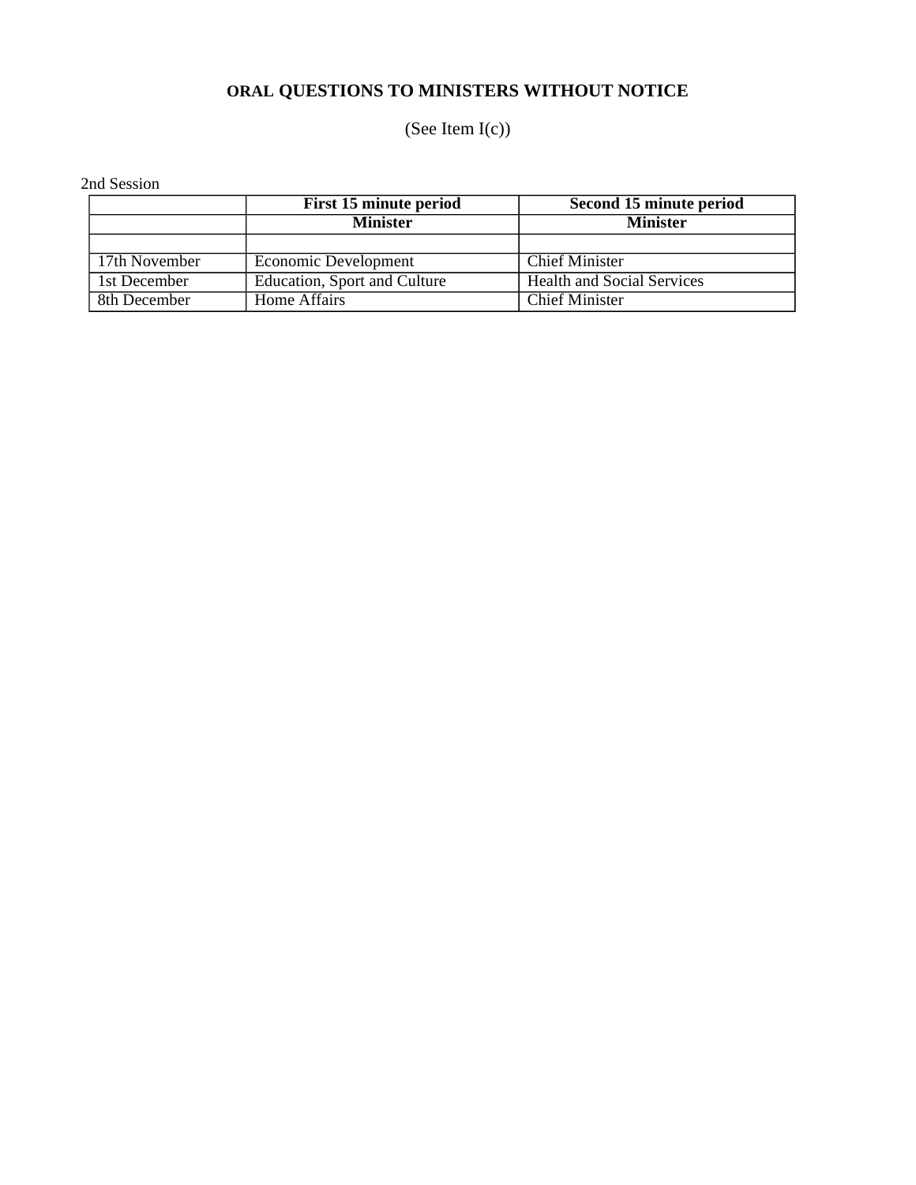**ORAL QUESTIONS TO MINISTERS WITHOUT NOTICE**

(See Item I(c))

2nd Session

| | First 15 minute period | Second 15 minute period |
|---|---|---|
| | **Minister** | **Minister** |
| | | |
| 17th November | Economic Development | Chief Minister |
| 1st December | Education, Sport and Culture | Health and Social Services |
| 8th December | Home Affairs | Chief Minister |